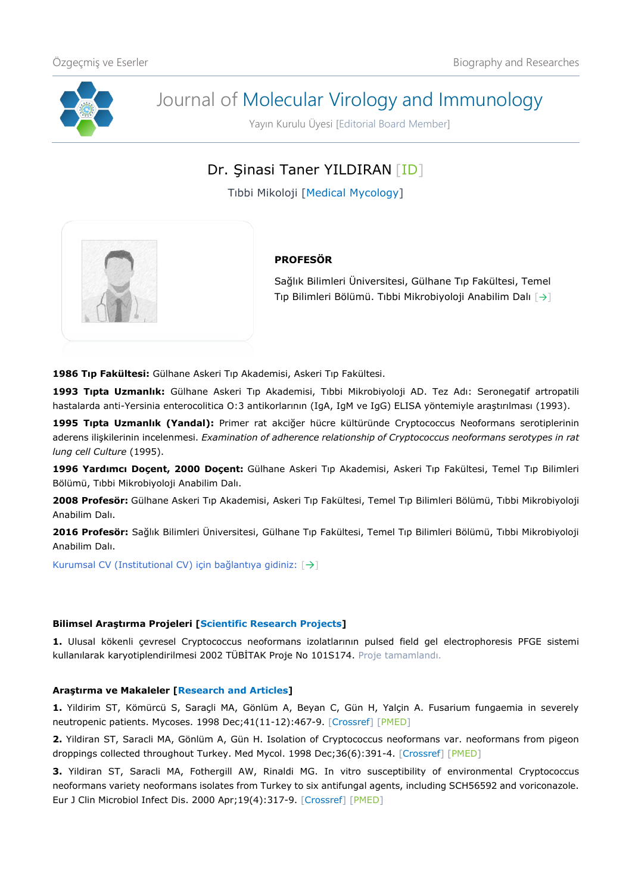# Journal of Molecular Virology and Immunology

Yayın Kurulu Üyesi [Editorial Board Member]

## Dr. Şinasi Taner YILDIRAN [ID]

Tıbbi Mikoloji [Medical Mycology]

**PROFESÖR**

Sağlık Bilimleri Üniversitesi, Gülhane Tıp Fakültesi, Temel Tıp Bilimleri Bölümü. Tıbbi Mikrobiyoloji Anabilim Dalı [→]

**1986 Tıp Fakültesi:** Gülhane Askeri Tıp Akademisi, Askeri Tıp Fakültesi.

**1993 Tıpta Uzmanlık:** Gülhane Askeri Tıp Akademisi, Tıbbi Mikrobiyoloji AD. Tez Adı: Seronegatif artropatili hastalarda anti-Yersinia enterocolitica O:3 antikorlarının (IgA, IgM ve IgG) ELISA yöntemiyle araştırılması (1993).

**1995 Tıpta Uzmanlık (Yandal):** Primer rat akciğer hücre kültüründe Cryptococcus Neoformans serotiplerinin aderens ilişkilerinin incelenmesi. *Examination of adherence relationship of Cryptococcus neoformans serotypes in rat lung cell Culture* (1995).

**1996 Yardımcı Doçent, 2000 Doçent:** Gülhane Askeri Tıp Akademisi, Askeri Tıp Fakültesi, Temel Tıp Bilimleri Bölümü, Tıbbi Mikrobiyoloji Anabilim Dalı.

**2008 Profesör:** Gülhane Askeri Tıp Akademisi, Askeri Tıp Fakültesi, Temel Tıp Bilimleri Bölümü, Tıbbi Mikrobiyoloji Anabilim Dalı.

**2016 Profesör:** Sağlık Bilimleri Üniversitesi, Gülhane Tıp Fakültesi, Temel Tıp Bilimleri Bölümü, Tıbbi Mikrobiyoloji Anabilim Dalı.

Kurumsal CV (Institutional CV) için bağlantıya gidiniz: [→]

### Bilimsel Araştırma Projeleri [Scientific Research Projects]

**1.** Ulusal kökenli çevresel Cryptococcus neoformans izolatlarının pulsed field gel electrophoresis PFGE sistemi kullanılarak karyotiplendirilmesi 2002 TÜBİTAK Proje No 101S174. Proje tamamlandı.

### Araştırma ve Makaleler [Research and Articles]

**1.** Yildirim ST, Kömürcü S, Saraçli MA, Gönlüm A, Beyan C, Gün H, Yalçin A. Fusarium fungaemia in severely neutropenic patients. Mycoses. 1998 Dec;41(11-12):467-9. [Crossref] [PMED]

**2.** Yildiran ST, Saracli MA, Gönlüm A, Gün H. Isolation of Cryptococcus neoformans var. neoformans from pigeon droppings collected throughout Turkey. Med Mycol. 1998 Dec;36(6):391-4. [Crossref] [PMED]

**3.** Yildiran ST, Saracli MA, Fothergill AW, Rinaldi MG. In vitro susceptibility of environmental Cryptococcus neoformans variety neoformans isolates from Turkey to six antifungal agents, including SCH56592 and voriconazole. Eur J Clin Microbiol Infect Dis. 2000 Apr;19(4):317-9. [Crossref] [PMED]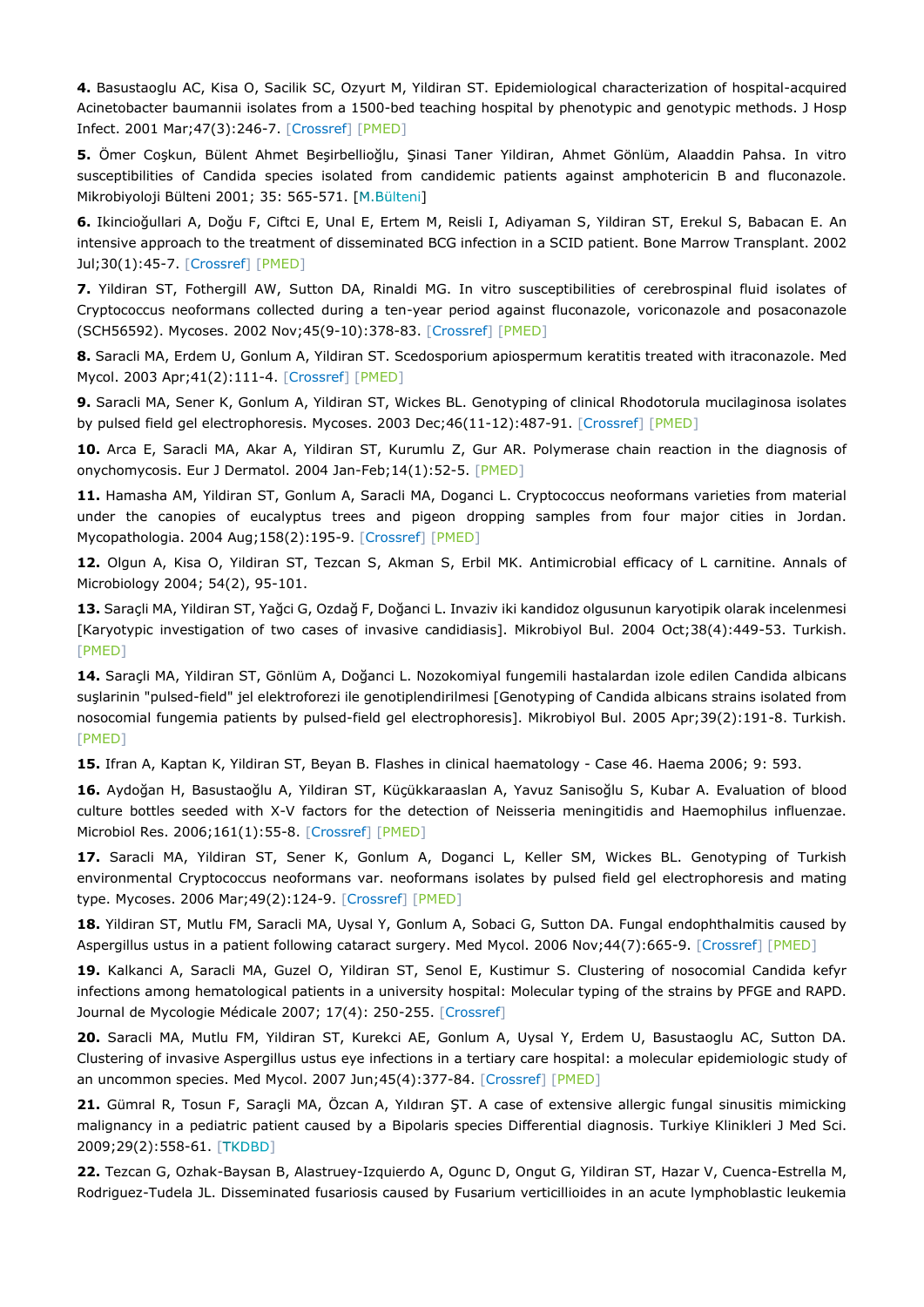**4.** Basustaoglu AC, Kisa O, Sacilik SC, Ozyurt M, Yildiran ST. Epidemiological characterization of hospital-acquired Acinetobacter baumannii isolates from a 1500-bed teaching hospital by phenotypic and genotypic methods. J Hosp Infect. 2001 Mar;47(3):246-7. [Crossref] [PMED]

**5.** Ömer Coşkun, Bülent Ahmet Beşirbellioğlu, Şinasi Taner Yildiran, Ahmet Gönlüm, Alaaddin Pahsa. In vitro susceptibilities of Candida species isolated from candidemic patients against amphotericin B and fluconazole. Mikrobiyoloji Bülteni 2001; 35: 565-571. [M.Bülteni]

**6.** Ikincioğullari A, Doğu F, Ciftci E, Unal E, Ertem M, Reisli I, Adiyaman S, Yildiran ST, Erekul S, Babacan E. An intensive approach to the treatment of disseminated BCG infection in a SCID patient. Bone Marrow Transplant. 2002 Jul;30(1):45-7. [Crossref] [PMED]

**7.** Yildiran ST, Fothergill AW, Sutton DA, Rinaldi MG. In vitro susceptibilities of cerebrospinal fluid isolates of Cryptococcus neoformans collected during a ten-year period against fluconazole, voriconazole and posaconazole (SCH56592). Mycoses. 2002 Nov;45(9-10):378-83. [Crossref] [PMED]

**8.** Saracli MA, Erdem U, Gonlum A, Yildiran ST. Scedosporium apiospermum keratitis treated with itraconazole. Med Mycol. 2003 Apr;41(2):111-4. [Crossref] [PMED]

**9.** Saracli MA, Sener K, Gonlum A, Yildiran ST, Wickes BL. Genotyping of clinical Rhodotorula mucilaginosa isolates by pulsed field gel electrophoresis. Mycoses. 2003 Dec;46(11-12):487-91. [Crossref] [PMED]

**10.** Arca E, Saracli MA, Akar A, Yildiran ST, Kurumlu Z, Gur AR. Polymerase chain reaction in the diagnosis of onychomycosis. Eur J Dermatol. 2004 Jan-Feb;14(1):52-5. [PMED]

**11.** Hamasha AM, Yildiran ST, Gonlum A, Saracli MA, Doganci L. Cryptococcus neoformans varieties from material under the canopies of eucalyptus trees and pigeon dropping samples from four major cities in Jordan. Mycopathologia. 2004 Aug;158(2):195-9. [Crossref] [PMED]

**12.** Olgun A, Kisa O, Yildiran ST, Tezcan S, Akman S, Erbil MK. Antimicrobial efficacy of L carnitine. Annals of Microbiology 2004; 54(2), 95-101.

**13.** Saraçli MA, Yildiran ST, Yağci G, Ozdağ F, Doğanci L. Invaziv iki kandidoz olgusunun karyotipik olarak incelenmesi [Karyotypic investigation of two cases of invasive candidiasis]. Mikrobiyol Bul. 2004 Oct;38(4):449-53. Turkish. [PMED]

**14.** Saraçli MA, Yildiran ST, Gönlüm A, Doğanci L. Nozokomiyal fungemili hastalardan izole edilen Candida albicans suşlarinin "pulsed-field" jel elektroforezi ile genotiplendirilmesi [Genotyping of Candida albicans strains isolated from nosocomial fungemia patients by pulsed-field gel electrophoresis]. Mikrobiyol Bul. 2005 Apr;39(2):191-8. Turkish. [PMED]

**15.** Ifran A, Kaptan K, Yildiran ST, Beyan B. Flashes in clinical haematology - Case 46. Haema 2006; 9: 593.

**16.** Aydoğan H, Basustaoğlu A, Yildiran ST, Küçükkaraaslan A, Yavuz Sanisoğlu S, Kubar A. Evaluation of blood culture bottles seeded with X-V factors for the detection of Neisseria meningitidis and Haemophilus influenzae. Microbiol Res. 2006;161(1):55-8. [Crossref] [PMED]

**17.** Saracli MA, Yildiran ST, Sener K, Gonlum A, Doganci L, Keller SM, Wickes BL. Genotyping of Turkish environmental Cryptococcus neoformans var. neoformans isolates by pulsed field gel electrophoresis and mating type. Mycoses. 2006 Mar;49(2):124-9. [Crossref] [PMED]

**18.** Yildiran ST, Mutlu FM, Saracli MA, Uysal Y, Gonlum A, Sobaci G, Sutton DA. Fungal endophthalmitis caused by Aspergillus ustus in a patient following cataract surgery. Med Mycol. 2006 Nov;44(7):665-9. [Crossref] [PMED]

**19.** Kalkanci A, Saracli MA, Guzel O, Yildiran ST, Senol E, Kustimur S. Clustering of nosocomial Candida kefyr infections among hematological patients in a university hospital: Molecular typing of the strains by PFGE and RAPD. Journal de Mycologie Médicale 2007; 17(4): 250-255. [Crossref]

**20.** Saracli MA, Mutlu FM, Yildiran ST, Kurekci AE, Gonlum A, Uysal Y, Erdem U, Basustaoglu AC, Sutton DA. Clustering of invasive Aspergillus ustus eye infections in a tertiary care hospital: a molecular epidemiologic study of an uncommon species. Med Mycol. 2007 Jun;45(4):377-84. [Crossref] [PMED]

**21.** Gümral R, Tosun F, Saraçli MA, Özcan A, Yıldıran ŞT. A case of extensive allergic fungal sinusitis mimicking malignancy in a pediatric patient caused by a Bipolaris species Differential diagnosis. Turkiye Klinikleri J Med Sci. 2009;29(2):558-61. [TKDBD]

**22.** Tezcan G, Ozhak-Baysan B, Alastruey-Izquierdo A, Ogunc D, Ongut G, Yildiran ST, Hazar V, Cuenca-Estrella M, Rodriguez-Tudela JL. Disseminated fusariosis caused by Fusarium verticillioides in an acute lymphoblastic leukemia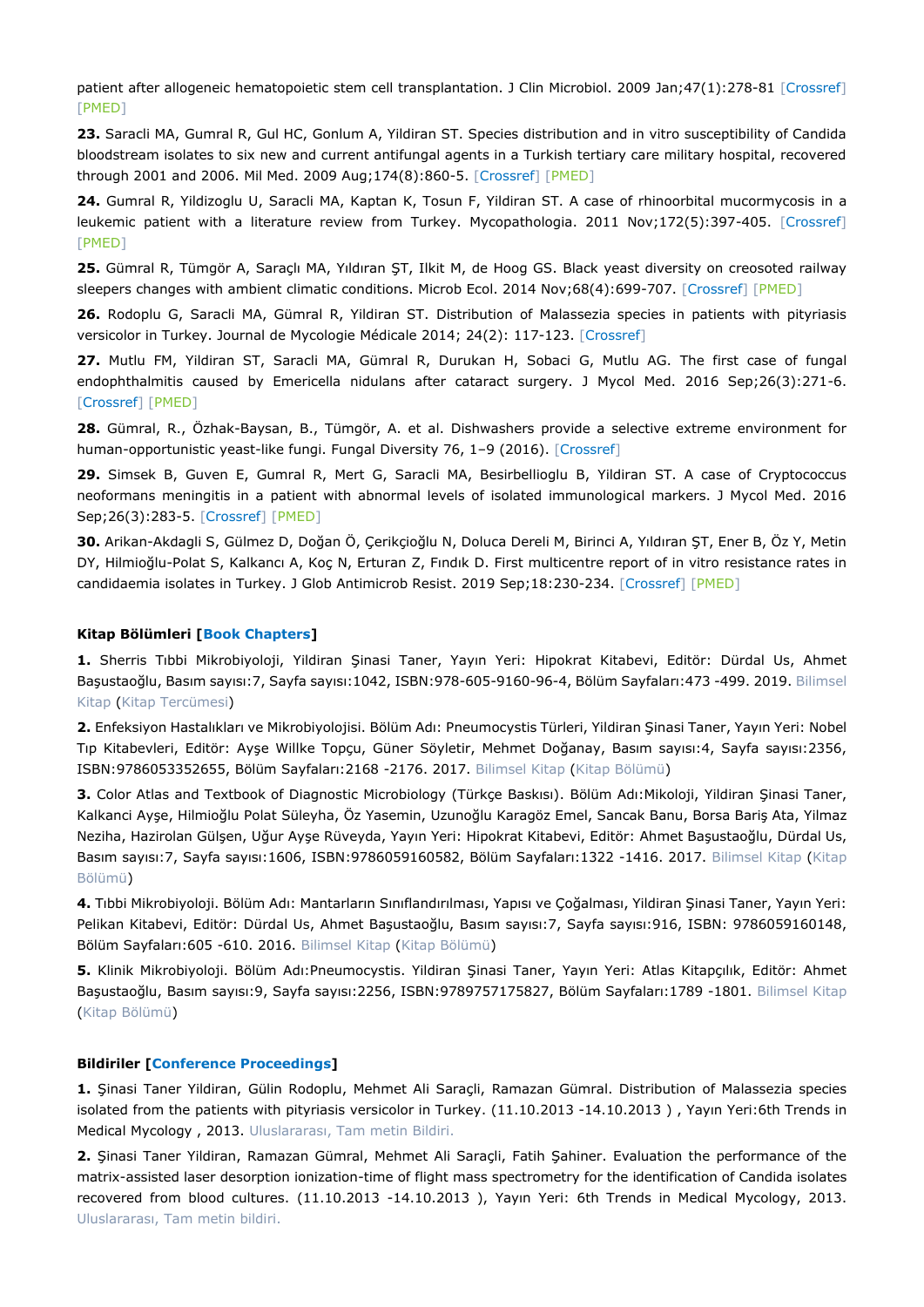patient after allogeneic hematopoietic stem cell transplantation. J Clin Microbiol. 2009 Jan;47(1):278-81 [Crossref] [PMED]

**23.** Saracli MA, Gumral R, Gul HC, Gonlum A, Yildiran ST. Species distribution and in vitro susceptibility of Candida bloodstream isolates to six new and current antifungal agents in a Turkish tertiary care military hospital, recovered through 2001 and 2006. Mil Med. 2009 Aug;174(8):860-5. [Crossref] [PMED]

**24.** Gumral R, Yildizoglu U, Saracli MA, Kaptan K, Tosun F, Yildiran ST. A case of rhinoorbital mucormycosis in a leukemic patient with a literature review from Turkey. Mycopathologia. 2011 Nov;172(5):397-405. [Crossref] [PMED]

**25.** Gümral R, Tümgör A, Saraçlı MA, Yıldıran ŞT, Ilkit M, de Hoog GS. Black yeast diversity on creosoted railway sleepers changes with ambient climatic conditions. Microb Ecol. 2014 Nov;68(4):699-707. [Crossref] [PMED]

**26.** Rodoplu G, Saracli MA, Gümral R, Yildiran ST. Distribution of Malassezia species in patients with pityriasis versicolor in Turkey. Journal de Mycologie Médicale 2014; 24(2): 117-123. [Crossref]

**27.** Mutlu FM, Yildiran ST, Saracli MA, Gümral R, Durukan H, Sobaci G, Mutlu AG. The first case of fungal endophthalmitis caused by Emericella nidulans after cataract surgery. J Mycol Med. 2016 Sep;26(3):271-6. [Crossref] [PMED]

**28.** Gümral, R., Özhak-Baysan, B., Tümgör, A. et al. Dishwashers provide a selective extreme environment for human-opportunistic yeast-like fungi. Fungal Diversity 76, 1–9 (2016). [Crossref]

**29.** Simsek B, Guven E, Gumral R, Mert G, Saracli MA, Besirbellioglu B, Yildiran ST. A case of Cryptococcus neoformans meningitis in a patient with abnormal levels of isolated immunological markers. J Mycol Med. 2016 Sep;26(3):283-5. [Crossref] [PMED]

**30.** Arikan-Akdagli S, Gülmez D, Doğan Ö, Çerikçioğlu N, Doluca Dereli M, Birinci A, Yıldıran ŞT, Ener B, Öz Y, Metin DY, Hilmioğlu-Polat S, Kalkancı A, Koç N, Erturan Z, Fındık D. First multicentre report of in vitro resistance rates in candidaemia isolates in Turkey. J Glob Antimicrob Resist. 2019 Sep;18:230-234. [Crossref] [PMED]

**Kitap Bölümleri [Book Chapters]**

**1.** Sherris Tıbbi Mikrobiyoloji, Yildiran Şinasi Taner, Yayın Yeri: Hipokrat Kitabevi, Editör: Dürdal Us, Ahmet Başustaoğlu, Basım sayısı:7, Sayfa sayısı:1042, ISBN:978-605-9160-96-4, Bölüm Sayfaları:473 -499. 2019. Bilimsel Kitap (Kitap Tercümesi)

**2.** Enfeksiyon Hastalıkları ve Mikrobiyolojisi. Bölüm Adı: Pneumocystis Türleri, Yildiran Şinasi Taner, Yayın Yeri: Nobel Tıp Kitabevleri, Editör: Ayşe Willke Topçu, Güner Söyletir, Mehmet Doğanay, Basım sayısı:4, Sayfa sayısı:2356, ISBN:9786053352655, Bölüm Sayfaları:2168 -2176. 2017. Bilimsel Kitap (Kitap Bölümü)

**3.** Color Atlas and Textbook of Diagnostic Microbiology (Türkçe Baskısı). Bölüm Adı:Mikoloji, Yildiran Şinasi Taner, Kalkanci Ayşe, Hilmioğlu Polat Süleyha, Öz Yasemin, Uzunoğlu Karagöz Emel, Sancak Banu, Borsa Bariş Ata, Yilmaz Neziha, Hazirolan Gülşen, Uğur Ayşe Rüveyda, Yayın Yeri: Hipokrat Kitabevi, Editör: Ahmet Başustaoğlu, Dürdal Us, Basım sayısı:7, Sayfa sayısı:1606, ISBN:9786059160582, Bölüm Sayfaları:1322 -1416. 2017. Bilimsel Kitap (Kitap Bölümü)

**4.** Tıbbi Mikrobiyoloji. Bölüm Adı: Mantarların Sınıflandırılması, Yapısı ve Çoğalması, Yildiran Şinasi Taner, Yayın Yeri: Pelikan Kitabevi, Editör: Dürdal Us, Ahmet Başustaoğlu, Basım sayısı:7, Sayfa sayısı:916, ISBN: 9786059160148, Bölüm Sayfaları:605 -610. 2016. Bilimsel Kitap (Kitap Bölümü)

**5.** Klinik Mikrobiyoloji. Bölüm Adı:Pneumocystis. Yildiran Şinasi Taner, Yayın Yeri: Atlas Kitapçılık, Editör: Ahmet Başustaoğlu, Basım sayısı:9, Sayfa sayısı:2256, ISBN:9789757175827, Bölüm Sayfaları:1789 -1801. Bilimsel Kitap (Kitap Bölümü)

**Bildiriler [Conference Proceedings]**

**1.** Şinasi Taner Yildiran, Gülin Rodoplu, Mehmet Ali Saraçli, Ramazan Gümral. Distribution of Malassezia species isolated from the patients with pityriasis versicolor in Turkey. (11.10.2013 -14.10.2013 ) , Yayın Yeri:6th Trends in Medical Mycology , 2013. Uluslararası, Tam metin Bildiri.

**2.** Şinasi Taner Yildiran, Ramazan Gümral, Mehmet Ali Saraçli, Fatih Şahiner. Evaluation the performance of the matrix-assisted laser desorption ionization-time of flight mass spectrometry for the identification of Candida isolates recovered from blood cultures. (11.10.2013 -14.10.2013 ), Yayın Yeri: 6th Trends in Medical Mycology, 2013. Uluslararası, Tam metin bildiri.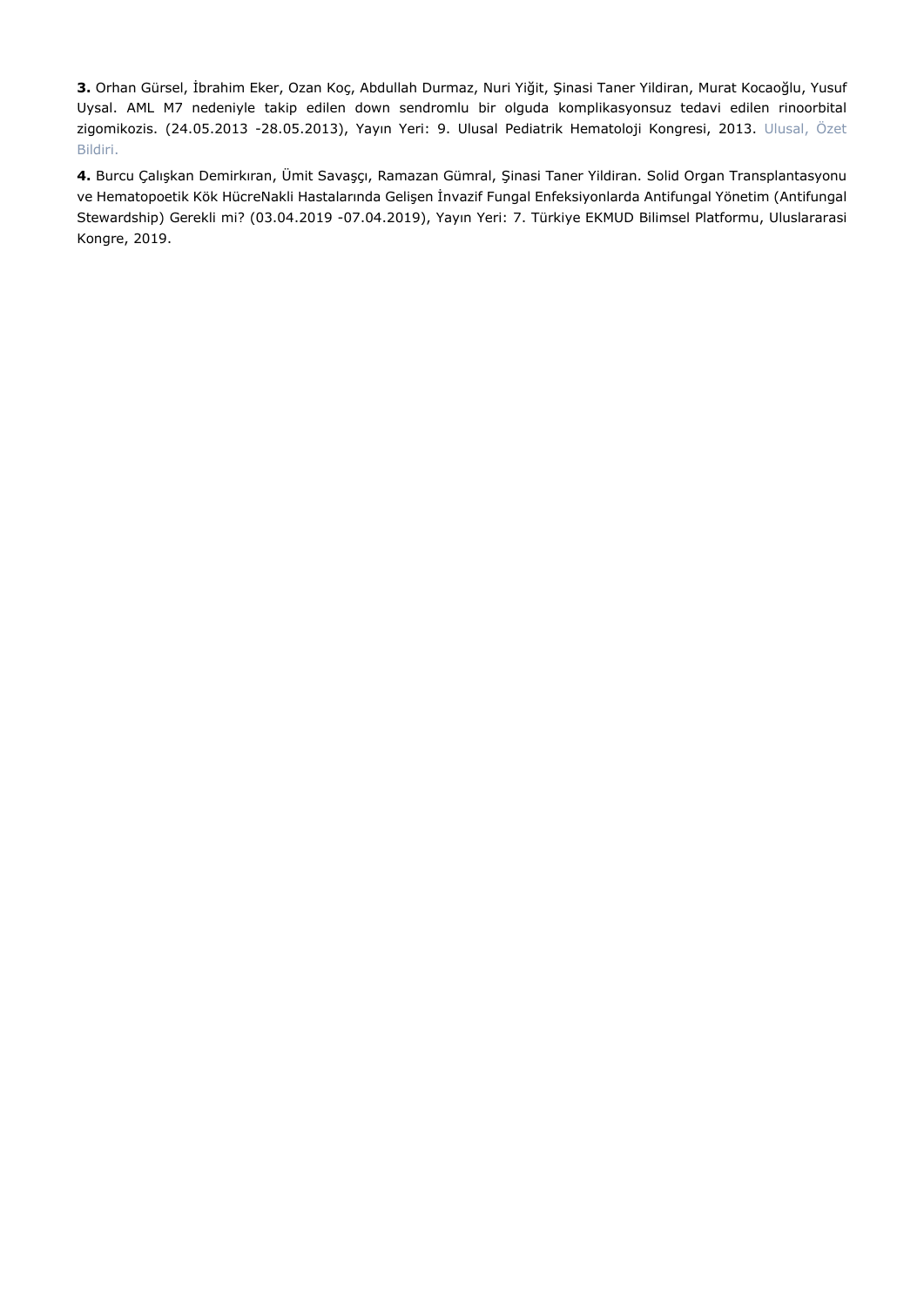**3.** Orhan Gürsel, İbrahim Eker, Ozan Koç, Abdullah Durmaz, Nuri Yiğit, Şinasi Taner Yildiran, Murat Kocaoğlu, Yusuf Uysal. AML M7 nedeniyle takip edilen down sendromlu bir olguda komplikasyonsuz tedavi edilen rinoorbital zigomikozis. (24.05.2013 -28.05.2013), Yayın Yeri: 9. Ulusal Pediatrik Hematoloji Kongresi, 2013. Ulusal, Özet Bildiri.

**4.** Burcu Çalışkan Demirkıran, Ümit Savaşçı, Ramazan Gümral, Şinasi Taner Yildiran. Solid Organ Transplantasyonu ve Hematopoetik Kök HücreNakli Hastalarında Gelişen İnvazif Fungal Enfeksiyonlarda Antifungal Yönetim (Antifungal Stewardship) Gerekli mi? (03.04.2019 -07.04.2019), Yayın Yeri: 7. Türkiye EKMUD Bilimsel Platformu, Uluslararasi Kongre, 2019.